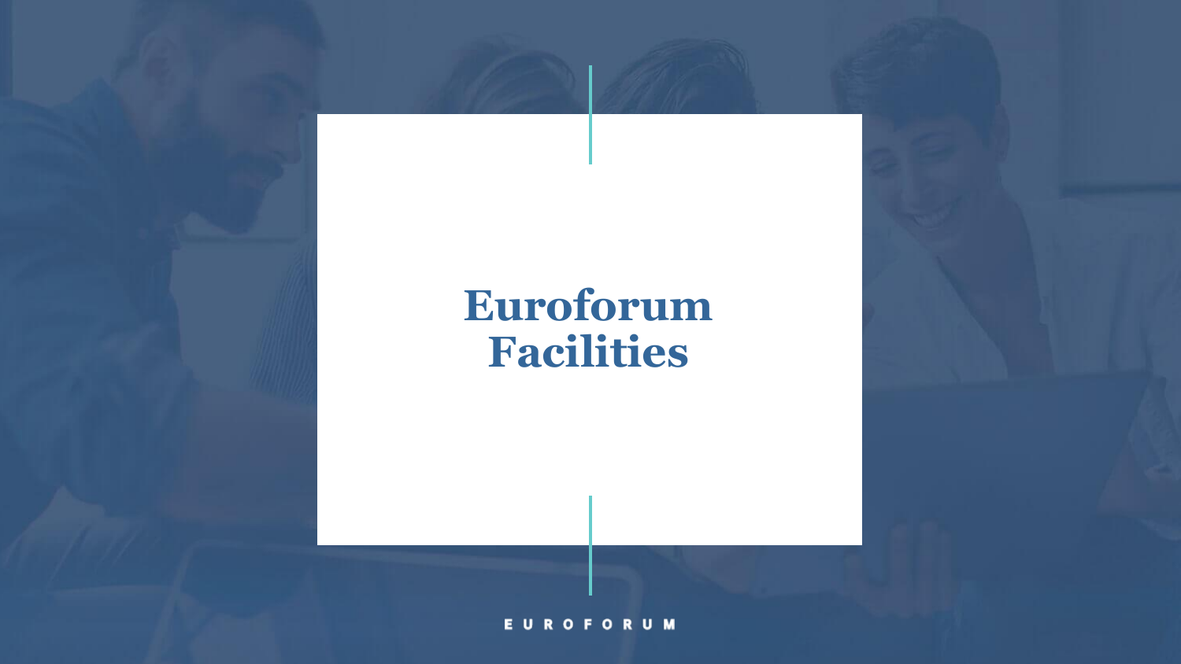# Euroforum Facilities

EUROFORUM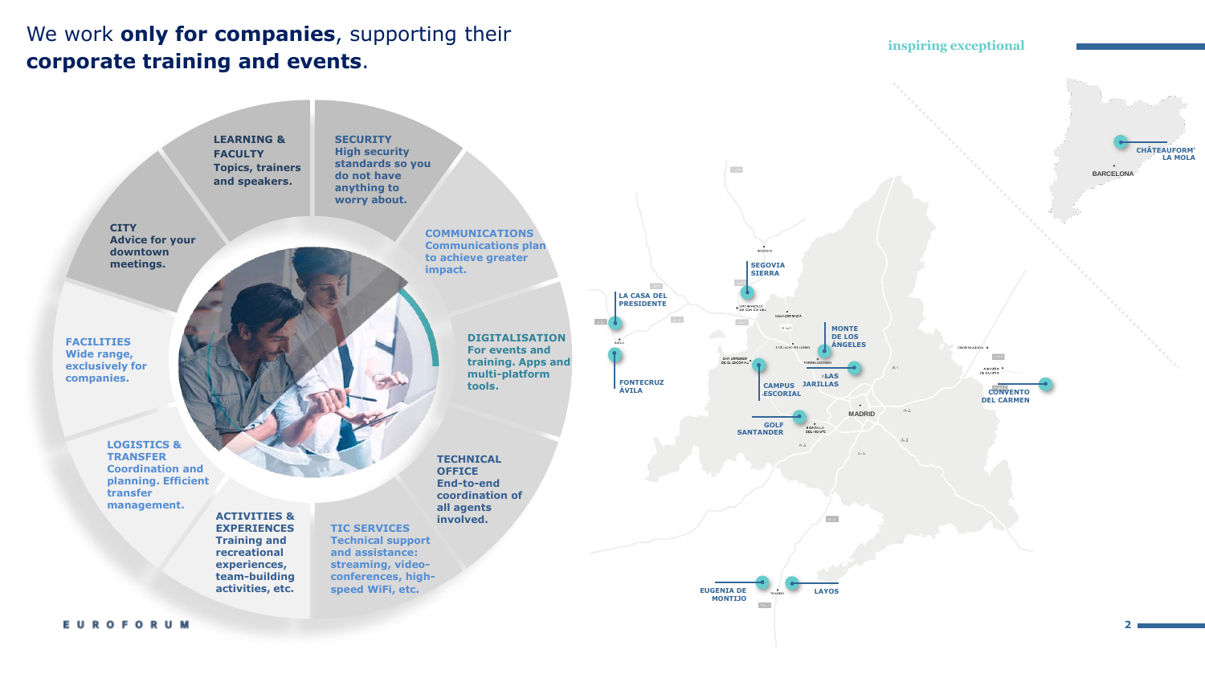We work **only for companies**, supporting their **corporate training and events**.

inspiring exceptional

**LEARNING & FACULTY**
Topics, trainers and speakers.

**SECURITY**
High security standards so you do not have anything to worry about.

**COMMUNICATIONS**
Communications plan to achieve greater impact.

**DIGITALISATION**
For events and training. Apps and multi-platform tools.

**TECHNICAL OFFICE**
End-to-end coordination of all agents involved.

**TIC SERVICES**
Technical support and assistance: streaming, video-conferences, high-speed WiFi, etc.

**ACTIVITIES & EXPERIENCES**
Training and recreational experiences, team-building activities, etc.

**LOGISTICS & TRANSFER**
Coordination and planning. Efficient transfer management.

**FACILITIES**
Wide range, exclusively for companies.

**CITY**
Advice for your downtown meetings.

CHÂTEAUFORM' LA MOLA
BARCELONA
SEGOVIA SIERRA
LA CASA DEL PRESIDENTE
FONTECRUZ ÁVILA
MONTE DE LOS ÁNGELES
LAS JARILLAS
CAMPUS ESCORIAL
GOLF SANTANDER
MADRID
CONVENTO DEL CARMEN
EUGENIA DE MONTIJO
LAYOS

EUROFORUM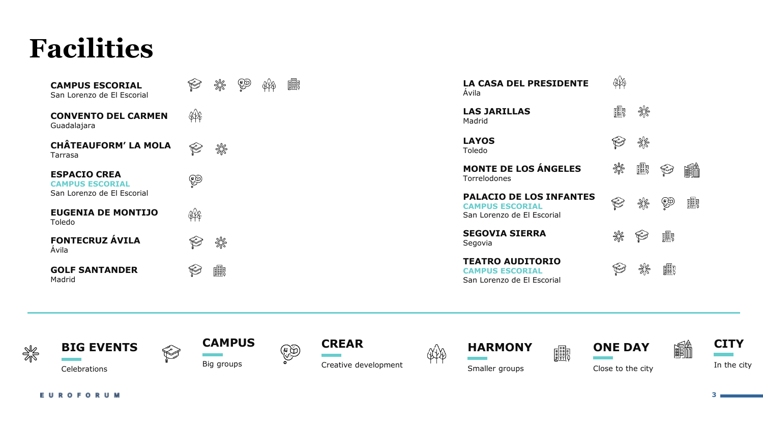# Facilities

| Facility | Location | Categories |
|---|---|---|
| **CAMPUS ESCORIAL** | San Lorenzo de El Escorial | Campus, Big Events, Crear, Harmony, One Day |
| **CONVENTO DEL CARMEN** | Guadalajara | Harmony |
| **CHÂTEAUFORM' LA MOLA** | Tarrasa | Campus, Big Events |
| **ESPACIO CREA** (CAMPUS ESCORIAL) | San Lorenzo de El Escorial | Crear |
| **EUGENIA DE MONTIJO** | Toledo | Harmony |
| **FONTECRUZ ÁVILA** | Ávila | Campus, Big Events |
| **GOLF SANTANDER** | Madrid | Campus, One Day |
| **LA CASA DEL PRESIDENTE** | Ávila | Harmony |
| **LAS JARILLAS** | Madrid | One Day, Big Events |
| **LAYOS** | Toledo | Campus, Big Events |
| **MONTE DE LOS ÁNGELES** | Torrelodones | Big Events, One Day, Campus, City |
| **PALACIO DE LOS INFANTES** (CAMPUS ESCORIAL) | San Lorenzo de El Escorial | Campus, Big Events, Crear, One Day |
| **SEGOVIA SIERRA** | Segovia | Big Events, Campus, One Day |
| **TEATRO AUDITORIO** (CAMPUS ESCORIAL) | San Lorenzo de El Escorial | Campus, Big Events, One Day |

**BIG EVENTS** – Celebrations

**CAMPUS** – Big groups

**CREAR** – Creative development

**HARMONY** – Smaller groups

**ONE DAY** – Close to the city

**CITY** – In the city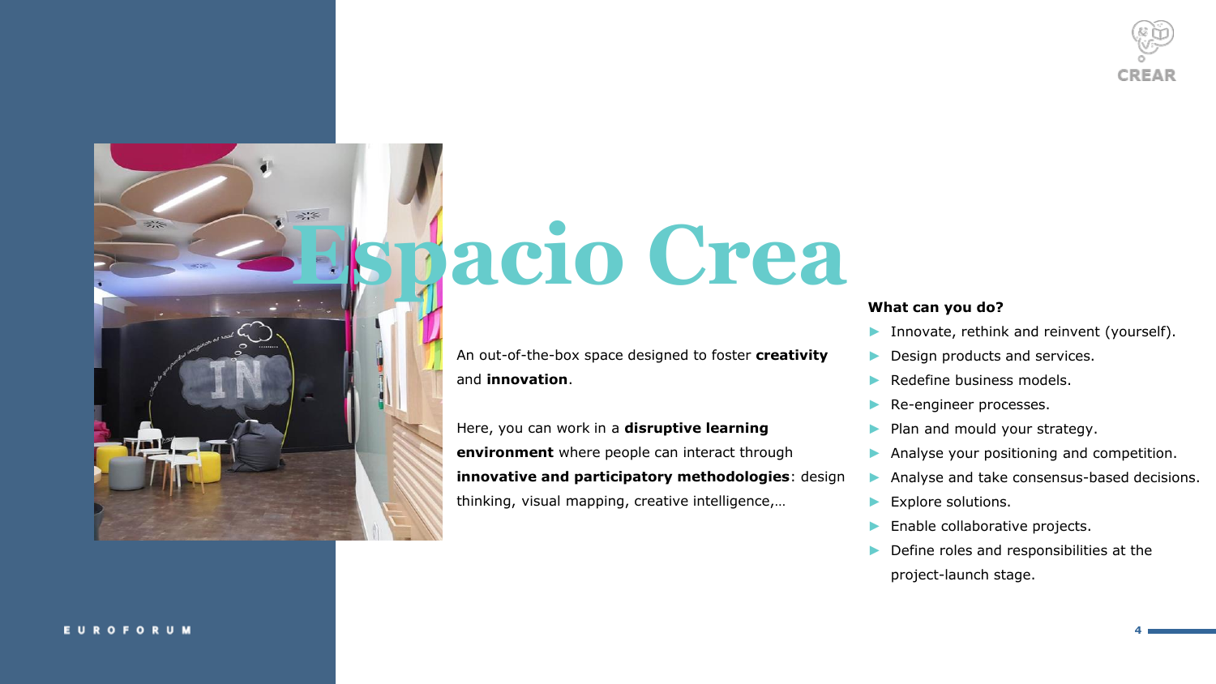# Espacio Crea

An out-of-the-box space designed to foster **creativity** and **innovation**.

Here, you can work in a **disruptive learning environment** where people can interact through **innovative and participatory methodologies**: design thinking, visual mapping, creative intelligence,…

**What can you do?**

- Innovate, rethink and reinvent (yourself).
- Design products and services.
- Redefine business models.
- Re-engineer processes.
- Plan and mould your strategy.
- Analyse your positioning and competition.
- Analyse and take consensus-based decisions.
- Explore solutions.
- Enable collaborative projects.
- Define roles and responsibilities at the project-launch stage.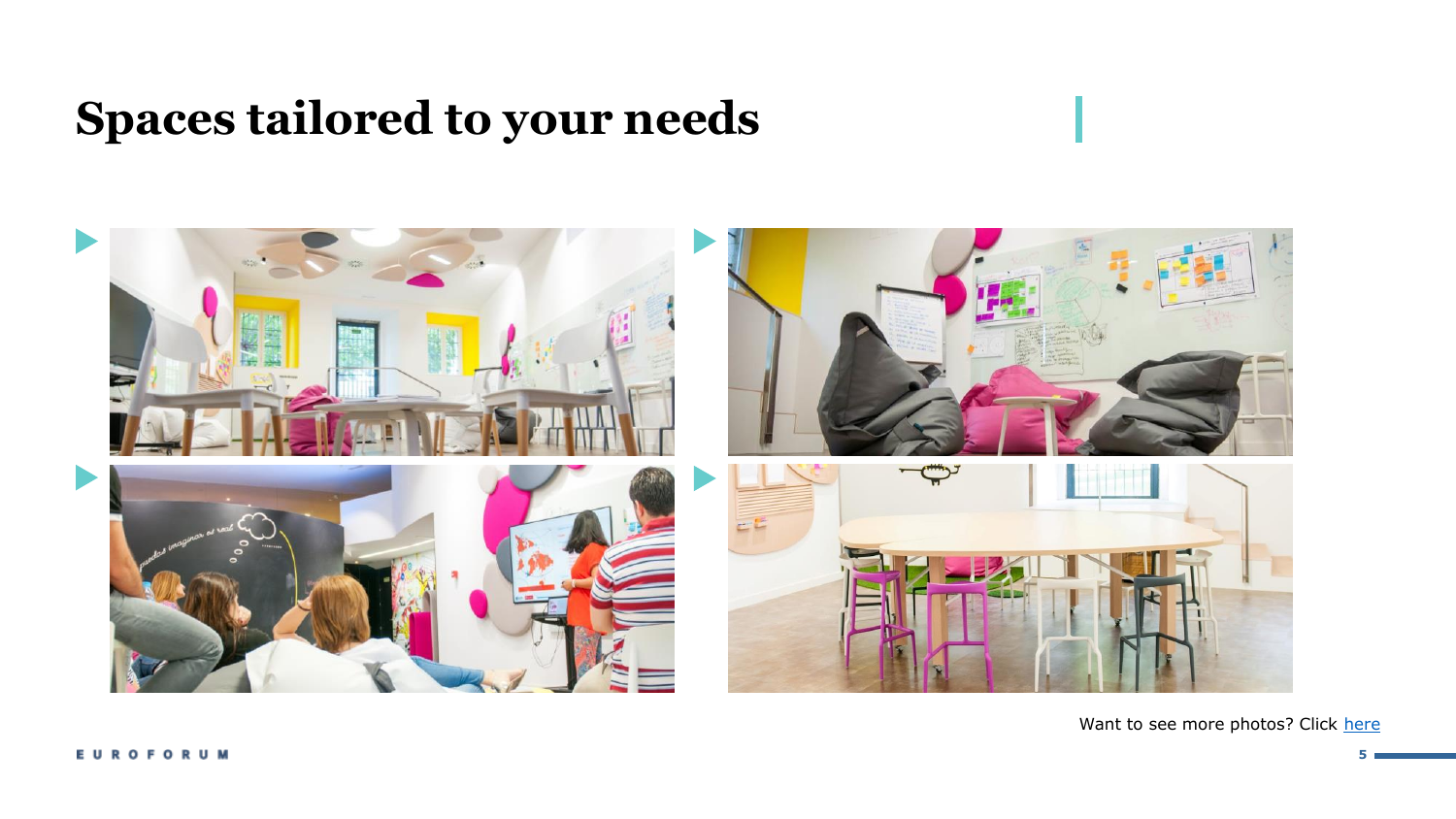# Spaces tailored to your needs

Want to see more photos? Click here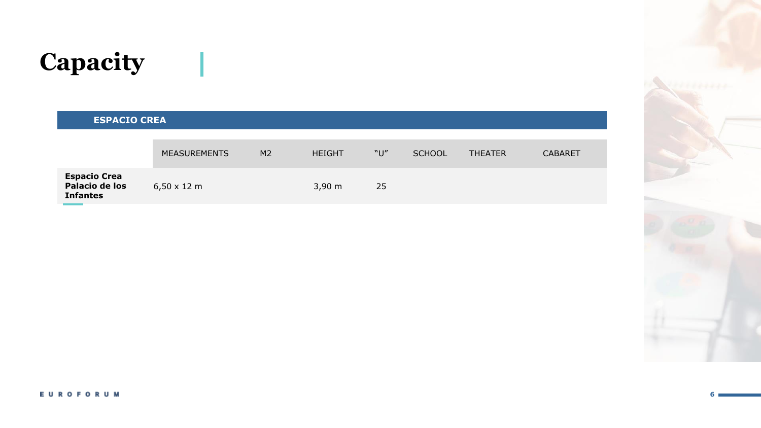# Capacity

**ESPACIO CREA**

| | MEASUREMENTS | M2 | HEIGHT | "U" | SCHOOL | THEATER | CABARET |
|---|---|---|---|---|---|---|---|
| **Espacio Crea Palacio de los Infantes** | 6,50 x 12 m | | 3,90 m | 25 | | | |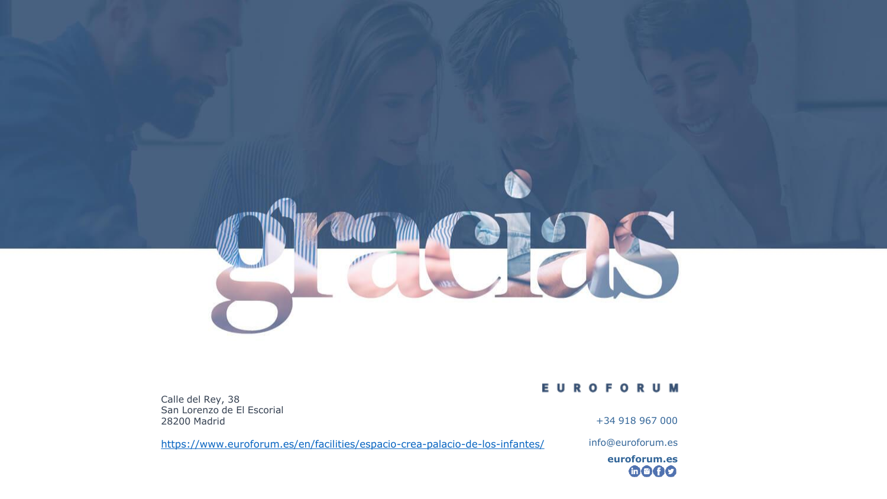# gracias

EUROFORUM

Calle del Rey, 38
San Lorenzo de El Escorial
28200 Madrid

https://www.euroforum.es/en/facilities/espacio-crea-palacio-de-los-infantes/

+34 918 967 000

info@euroforum.es

**euroforum.es**